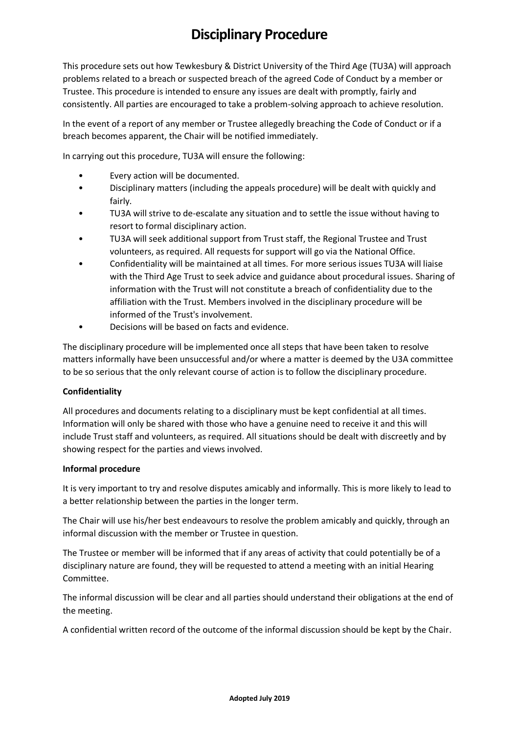# Disciplinary Procedure

This procedure sets out how Tewkesbury & District University of the Third Age (TU3A) will approach problems related to a breach or suspected breach of the agreed Code of Conduct by a member or Trustee. This procedure is intended to ensure any issues are dealt with promptly, fairly and consistently. All parties are encouraged to take a problem-solving approach to achieve resolution.

In the event of a report of any member or Trustee allegedly breaching the Code of Conduct or if a breach becomes apparent, the Chair will be notified immediately.

In carrying out this procedure, TU3A will ensure the following:

- Every action will be documented.
- Disciplinary matters (including the appeals procedure) will be dealt with quickly and fairly.
- TU3A will strive to de-escalate any situation and to settle the issue without having to resort to formal disciplinary action.
- TU3A will seek additional support from Trust staff, the Regional Trustee and Trust volunteers, as required. All requests for support will go via the National Office.
- Confidentiality will be maintained at all times. For more serious issues TU3A will liaise with the Third Age Trust to seek advice and guidance about procedural issues. Sharing of information with the Trust will not constitute a breach of confidentiality due to the affiliation with the Trust. Members involved in the disciplinary procedure will be informed of the Trust's involvement.
- Decisions will be based on facts and evidence.

The disciplinary procedure will be implemented once all steps that have been taken to resolve matters informally have been unsuccessful and/or where a matter is deemed by the U3A committee to be so serious that the only relevant course of action is to follow the disciplinary procedure.

**Confidentiality**

All procedures and documents relating to a disciplinary must be kept confidential at all times. Information will only be shared with those who have a genuine need to receive it and this will include Trust staff and volunteers, as required. All situations should be dealt with discreetly and by showing respect for the parties and views involved.

**Informal procedure**

It is very important to try and resolve disputes amicably and informally. This is more likely to lead to a better relationship between the parties in the longer term.

The Chair will use his/her best endeavours to resolve the problem amicably and quickly, through an informal discussion with the member or Trustee in question.

The Trustee or member will be informed that if any areas of activity that could potentially be of a disciplinary nature are found, they will be requested to attend a meeting with an initial Hearing Committee.

The informal discussion will be clear and all parties should understand their obligations at the end of the meeting.

A confidential written record of the outcome of the informal discussion should be kept by the Chair.

**Adopted July 2019**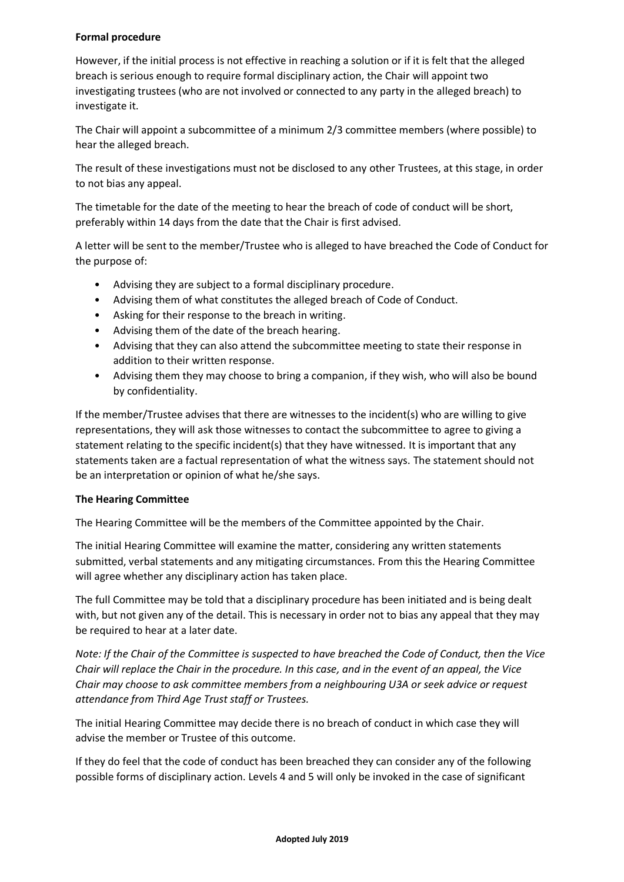**Formal procedure**

However, if the initial process is not effective in reaching a solution or if it is felt that the alleged breach is serious enough to require formal disciplinary action, the Chair will appoint two investigating trustees (who are not involved or connected to any party in the alleged breach) to investigate it.

The Chair will appoint a subcommittee of a minimum 2/3 committee members (where possible) to hear the alleged breach.

The result of these investigations must not be disclosed to any other Trustees, at this stage, in order to not bias any appeal.

The timetable for the date of the meeting to hear the breach of code of conduct will be short, preferably within 14 days from the date that the Chair is first advised.

A letter will be sent to the member/Trustee who is alleged to have breached the Code of Conduct for the purpose of:

- Advising they are subject to a formal disciplinary procedure.
- Advising them of what constitutes the alleged breach of Code of Conduct.
- Asking for their response to the breach in writing.
- Advising them of the date of the breach hearing.
- Advising that they can also attend the subcommittee meeting to state their response in addition to their written response.
- Advising them they may choose to bring a companion, if they wish, who will also be bound by confidentiality.

If the member/Trustee advises that there are witnesses to the incident(s) who are willing to give representations, they will ask those witnesses to contact the subcommittee to agree to giving a statement relating to the specific incident(s) that they have witnessed. It is important that any statements taken are a factual representation of what the witness says. The statement should not be an interpretation or opinion of what he/she says.

**The Hearing Committee**

The Hearing Committee will be the members of the Committee appointed by the Chair.

The initial Hearing Committee will examine the matter, considering any written statements submitted, verbal statements and any mitigating circumstances. From this the Hearing Committee will agree whether any disciplinary action has taken place.

The full Committee may be told that a disciplinary procedure has been initiated and is being dealt with, but not given any of the detail. This is necessary in order not to bias any appeal that they may be required to hear at a later date.

*Note: If the Chair of the Committee is suspected to have breached the Code of Conduct, then the Vice Chair will replace the Chair in the procedure. In this case, and in the event of an appeal, the Vice Chair may choose to ask committee members from a neighbouring U3A or seek advice or request attendance from Third Age Trust staff or Trustees.*

The initial Hearing Committee may decide there is no breach of conduct in which case they will advise the member or Trustee of this outcome.

If they do feel that the code of conduct has been breached they can consider any of the following possible forms of disciplinary action. Levels 4 and 5 will only be invoked in the case of significant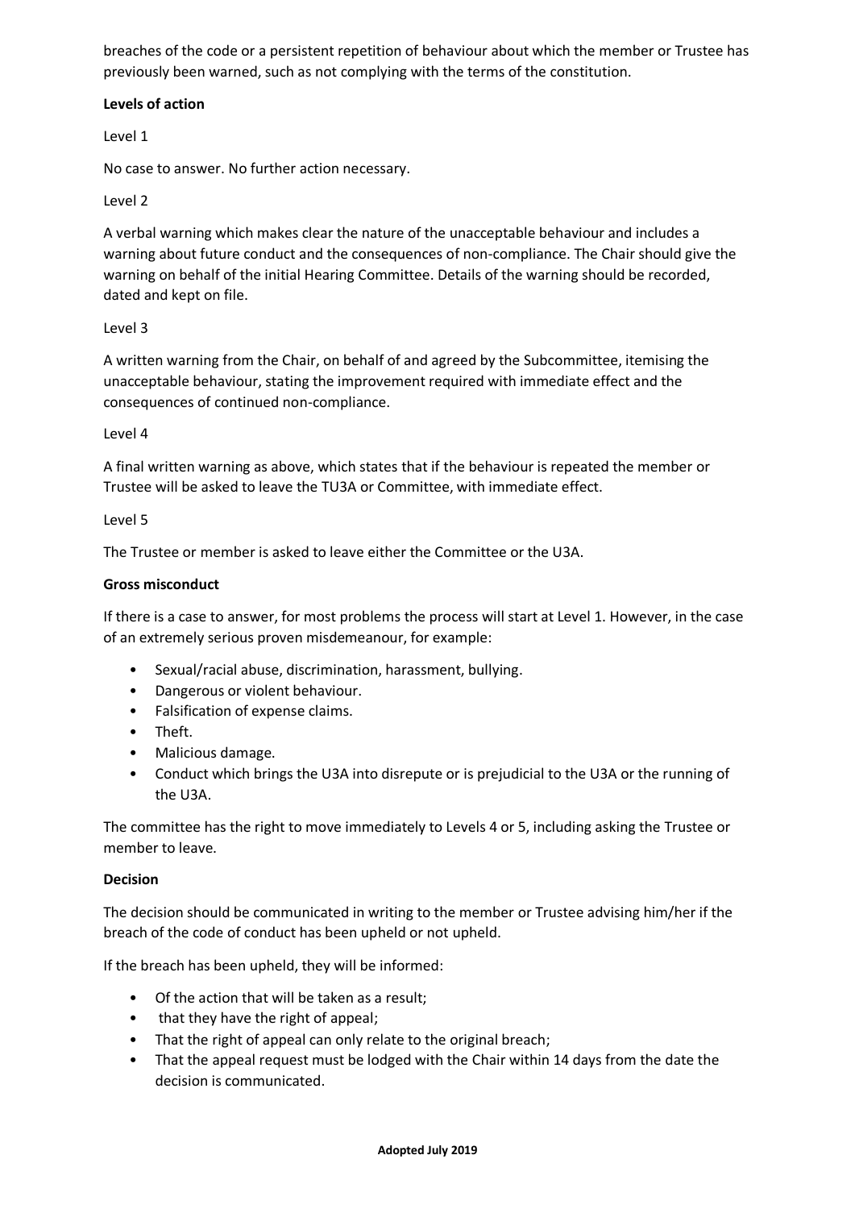breaches of the code or a persistent repetition of behaviour about which the member or Trustee has previously been warned, such as not complying with the terms of the constitution.

**Levels of action**

Level 1

No case to answer. No further action necessary.

Level 2

A verbal warning which makes clear the nature of the unacceptable behaviour and includes a warning about future conduct and the consequences of non-compliance. The Chair should give the warning on behalf of the initial Hearing Committee. Details of the warning should be recorded, dated and kept on file.

Level 3

A written warning from the Chair, on behalf of and agreed by the Subcommittee, itemising the unacceptable behaviour, stating the improvement required with immediate effect and the consequences of continued non-compliance.

Level 4

A final written warning as above, which states that if the behaviour is repeated the member or Trustee will be asked to leave the TU3A or Committee, with immediate effect.

Level 5

The Trustee or member is asked to leave either the Committee or the U3A.

**Gross misconduct**

If there is a case to answer, for most problems the process will start at Level 1. However, in the case of an extremely serious proven misdemeanour, for example:

- Sexual/racial abuse, discrimination, harassment, bullying.
- Dangerous or violent behaviour.
- Falsification of expense claims.
- Theft.
- Malicious damage.
- Conduct which brings the U3A into disrepute or is prejudicial to the U3A or the running of the U3A.

The committee has the right to move immediately to Levels 4 or 5, including asking the Trustee or member to leave.

**Decision**

The decision should be communicated in writing to the member or Trustee advising him/her if the breach of the code of conduct has been upheld or not upheld.

If the breach has been upheld, they will be informed:

- Of the action that will be taken as a result;
- that they have the right of appeal;
- That the right of appeal can only relate to the original breach;
- That the appeal request must be lodged with the Chair within 14 days from the date the decision is communicated.

**Adopted July 2019**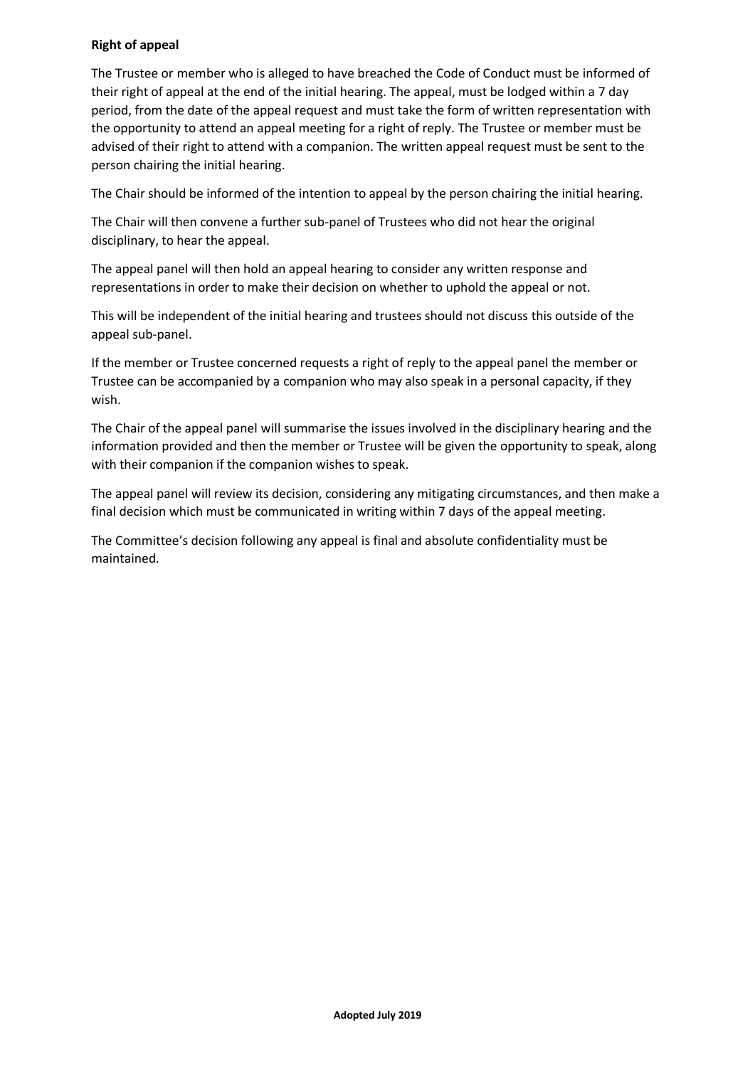**Right of appeal**

The Trustee or member who is alleged to have breached the Code of Conduct must be informed of their right of appeal at the end of the initial hearing. The appeal, must be lodged within a 7 day period, from the date of the appeal request and must take the form of written representation with the opportunity to attend an appeal meeting for a right of reply. The Trustee or member must be advised of their right to attend with a companion. The written appeal request must be sent to the person chairing the initial hearing.

The Chair should be informed of the intention to appeal by the person chairing the initial hearing.

The Chair will then convene a further sub-panel of Trustees who did not hear the original disciplinary, to hear the appeal.

The appeal panel will then hold an appeal hearing to consider any written response and representations in order to make their decision on whether to uphold the appeal or not.

This will be independent of the initial hearing and trustees should not discuss this outside of the appeal sub-panel.

If the member or Trustee concerned requests a right of reply to the appeal panel the member or Trustee can be accompanied by a companion who may also speak in a personal capacity, if they wish.

The Chair of the appeal panel will summarise the issues involved in the disciplinary hearing and the information provided and then the member or Trustee will be given the opportunity to speak, along with their companion if the companion wishes to speak.

The appeal panel will review its decision, considering any mitigating circumstances, and then make a final decision which must be communicated in writing within 7 days of the appeal meeting.

The Committee's decision following any appeal is final and absolute confidentiality must be maintained.

**Adopted July 2019**